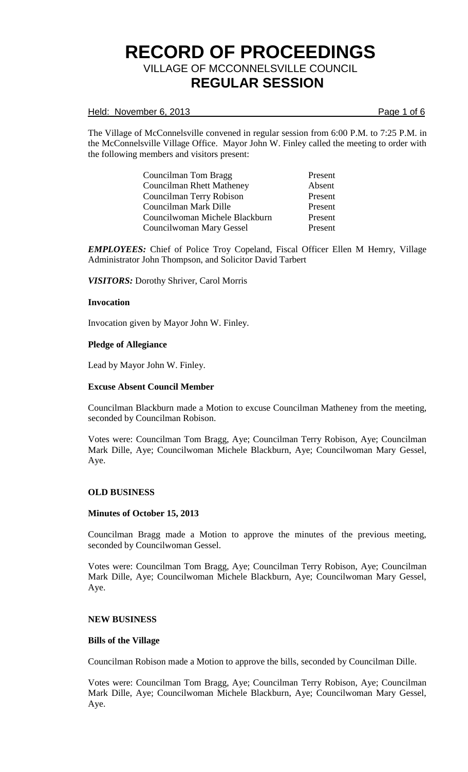# RECORD OF PROCEEDINGS

## VILLAGE OF MCCONNELSVILLE COUNCIL

## REGULAR SESSION

Held: November 6, 2013

The Village of McConnelsville convened in regular session from 6:00 P.M. to 7:25 P.M. in the McConnelsville Village Office. Mayor John W. Finley called the meeting to order with the following members and visitors present:

| | |
|---|---|
| Councilman Tom Bragg | Present |
| Councilman Rhett Matheney | Absent |
| Councilman Terry Robison | Present |
| Councilman Mark Dille | Present |
| Councilwoman Michele Blackburn | Present |
| Councilwoman Mary Gessel | Present |

***EMPLOYEES:*** Chief of Police Troy Copeland, Fiscal Officer Ellen M Hemry, Village Administrator John Thompson, and Solicitor David Tarbert

***VISITORS:*** Dorothy Shriver, Carol Morris

**Invocation**

Invocation given by Mayor John W. Finley.

**Pledge of Allegiance**

Lead by Mayor John W. Finley.

**Excuse Absent Council Member**

Councilman Blackburn made a Motion to excuse Councilman Matheney from the meeting, seconded by Councilman Robison.

Votes were: Councilman Tom Bragg, Aye; Councilman Terry Robison, Aye; Councilman Mark Dille, Aye; Councilwoman Michele Blackburn, Aye; Councilwoman Mary Gessel, Aye.

**OLD BUSINESS**

**Minutes of October 15, 2013**

Councilman Bragg made a Motion to approve the minutes of the previous meeting, seconded by Councilwoman Gessel.

Votes were: Councilman Tom Bragg, Aye; Councilman Terry Robison, Aye; Councilman Mark Dille, Aye; Councilwoman Michele Blackburn, Aye; Councilwoman Mary Gessel, Aye.

**NEW BUSINESS**

**Bills of the Village**

Councilman Robison made a Motion to approve the bills, seconded by Councilman Dille.

Votes were: Councilman Tom Bragg, Aye; Councilman Terry Robison, Aye; Councilman Mark Dille, Aye; Councilwoman Michele Blackburn, Aye; Councilwoman Mary Gessel, Aye.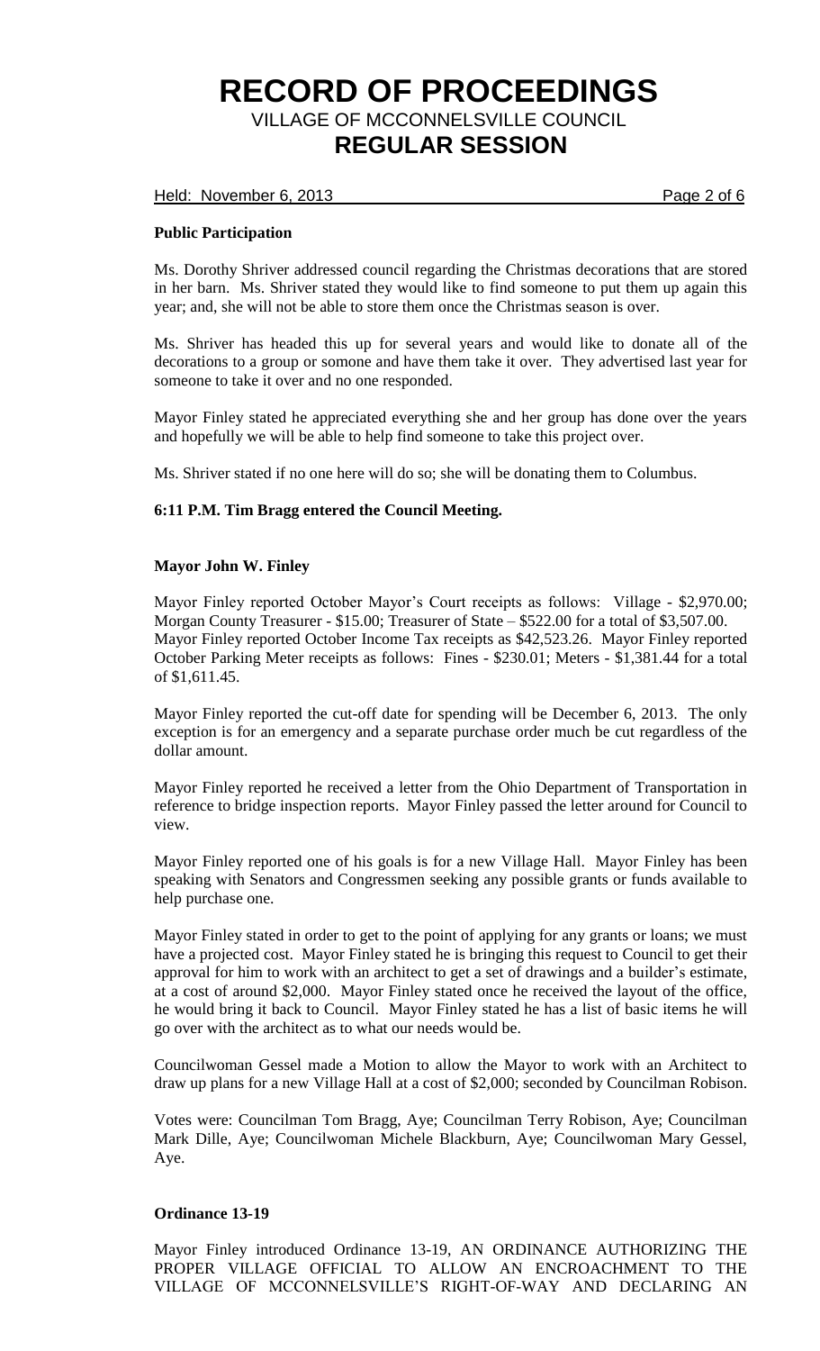**Public Participation**

Ms. Dorothy Shriver addressed council regarding the Christmas decorations that are stored in her barn. Ms. Shriver stated they would like to find someone to put them up again this year; and, she will not be able to store them once the Christmas season is over.

Ms. Shriver has headed this up for several years and would like to donate all of the decorations to a group or somone and have them take it over. They advertised last year for someone to take it over and no one responded.

Mayor Finley stated he appreciated everything she and her group has done over the years and hopefully we will be able to help find someone to take this project over.

Ms. Shriver stated if no one here will do so; she will be donating them to Columbus.

**6:11 P.M. Tim Bragg entered the Council Meeting.**

**Mayor John W. Finley**

Mayor Finley reported October Mayor's Court receipts as follows: Village - \$2,970.00; Morgan County Treasurer - \$15.00; Treasurer of State – \$522.00 for a total of \$3,507.00. Mayor Finley reported October Income Tax receipts as \$42,523.26. Mayor Finley reported October Parking Meter receipts as follows: Fines - \$230.01; Meters - \$1,381.44 for a total of \$1,611.45.

Mayor Finley reported the cut-off date for spending will be December 6, 2013. The only exception is for an emergency and a separate purchase order much be cut regardless of the dollar amount.

Mayor Finley reported he received a letter from the Ohio Department of Transportation in reference to bridge inspection reports. Mayor Finley passed the letter around for Council to view.

Mayor Finley reported one of his goals is for a new Village Hall. Mayor Finley has been speaking with Senators and Congressmen seeking any possible grants or funds available to help purchase one.

Mayor Finley stated in order to get to the point of applying for any grants or loans; we must have a projected cost. Mayor Finley stated he is bringing this request to Council to get their approval for him to work with an architect to get a set of drawings and a builder's estimate, at a cost of around \$2,000. Mayor Finley stated once he received the layout of the office, he would bring it back to Council. Mayor Finley stated he has a list of basic items he will go over with the architect as to what our needs would be.

Councilwoman Gessel made a Motion to allow the Mayor to work with an Architect to draw up plans for a new Village Hall at a cost of \$2,000; seconded by Councilman Robison.

Votes were: Councilman Tom Bragg, Aye; Councilman Terry Robison, Aye; Councilman Mark Dille, Aye; Councilwoman Michele Blackburn, Aye; Councilwoman Mary Gessel, Aye.

**Ordinance 13-19**

Mayor Finley introduced Ordinance 13-19, AN ORDINANCE AUTHORIZING THE PROPER VILLAGE OFFICIAL TO ALLOW AN ENCROACHMENT TO THE VILLAGE OF MCCONNELSVILLE'S RIGHT-OF-WAY AND DECLARING AN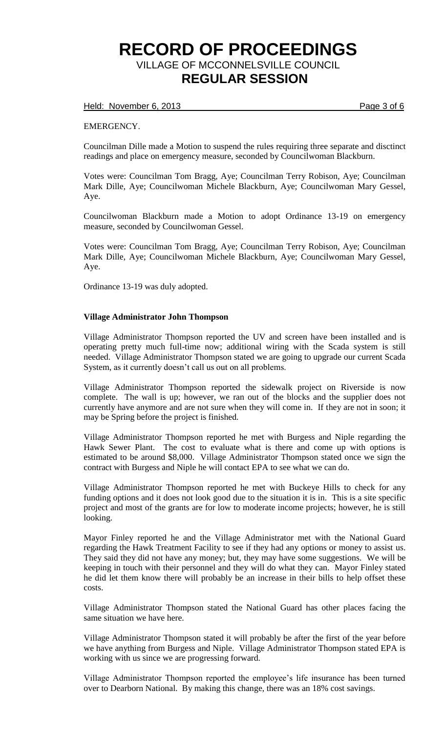EMERGENCY.

Councilman Dille made a Motion to suspend the rules requiring three separate and disctinct readings and place on emergency measure, seconded by Councilwoman Blackburn.

Votes were: Councilman Tom Bragg, Aye; Councilman Terry Robison, Aye; Councilman Mark Dille, Aye; Councilwoman Michele Blackburn, Aye; Councilwoman Mary Gessel, Aye.

Councilwoman Blackburn made a Motion to adopt Ordinance 13-19 on emergency measure, seconded by Councilwoman Gessel.

Votes were: Councilman Tom Bragg, Aye; Councilman Terry Robison, Aye; Councilman Mark Dille, Aye; Councilwoman Michele Blackburn, Aye; Councilwoman Mary Gessel, Aye.

Ordinance 13-19 was duly adopted.

**Village Administrator John Thompson**

Village Administrator Thompson reported the UV and screen have been installed and is operating pretty much full-time now; additional wiring with the Scada system is still needed. Village Administrator Thompson stated we are going to upgrade our current Scada System, as it currently doesn't call us out on all problems.

Village Administrator Thompson reported the sidewalk project on Riverside is now complete. The wall is up; however, we ran out of the blocks and the supplier does not currently have anymore and are not sure when they will come in. If they are not in soon; it may be Spring before the project is finished.

Village Administrator Thompson reported he met with Burgess and Niple regarding the Hawk Sewer Plant. The cost to evaluate what is there and come up with options is estimated to be around $8,000. Village Administrator Thompson stated once we sign the contract with Burgess and Niple he will contact EPA to see what we can do.

Village Administrator Thompson reported he met with Buckeye Hills to check for any funding options and it does not look good due to the situation it is in. This is a site specific project and most of the grants are for low to moderate income projects; however, he is still looking.

Mayor Finley reported he and the Village Administrator met with the National Guard regarding the Hawk Treatment Facility to see if they had any options or money to assist us. They said they did not have any money; but, they may have some suggestions. We will be keeping in touch with their personnel and they will do what they can. Mayor Finley stated he did let them know there will probably be an increase in their bills to help offset these costs.

Village Administrator Thompson stated the National Guard has other places facing the same situation we have here.

Village Administrator Thompson stated it will probably be after the first of the year before we have anything from Burgess and Niple. Village Administrator Thompson stated EPA is working with us since we are progressing forward.

Village Administrator Thompson reported the employee's life insurance has been turned over to Dearborn National. By making this change, there was an 18% cost savings.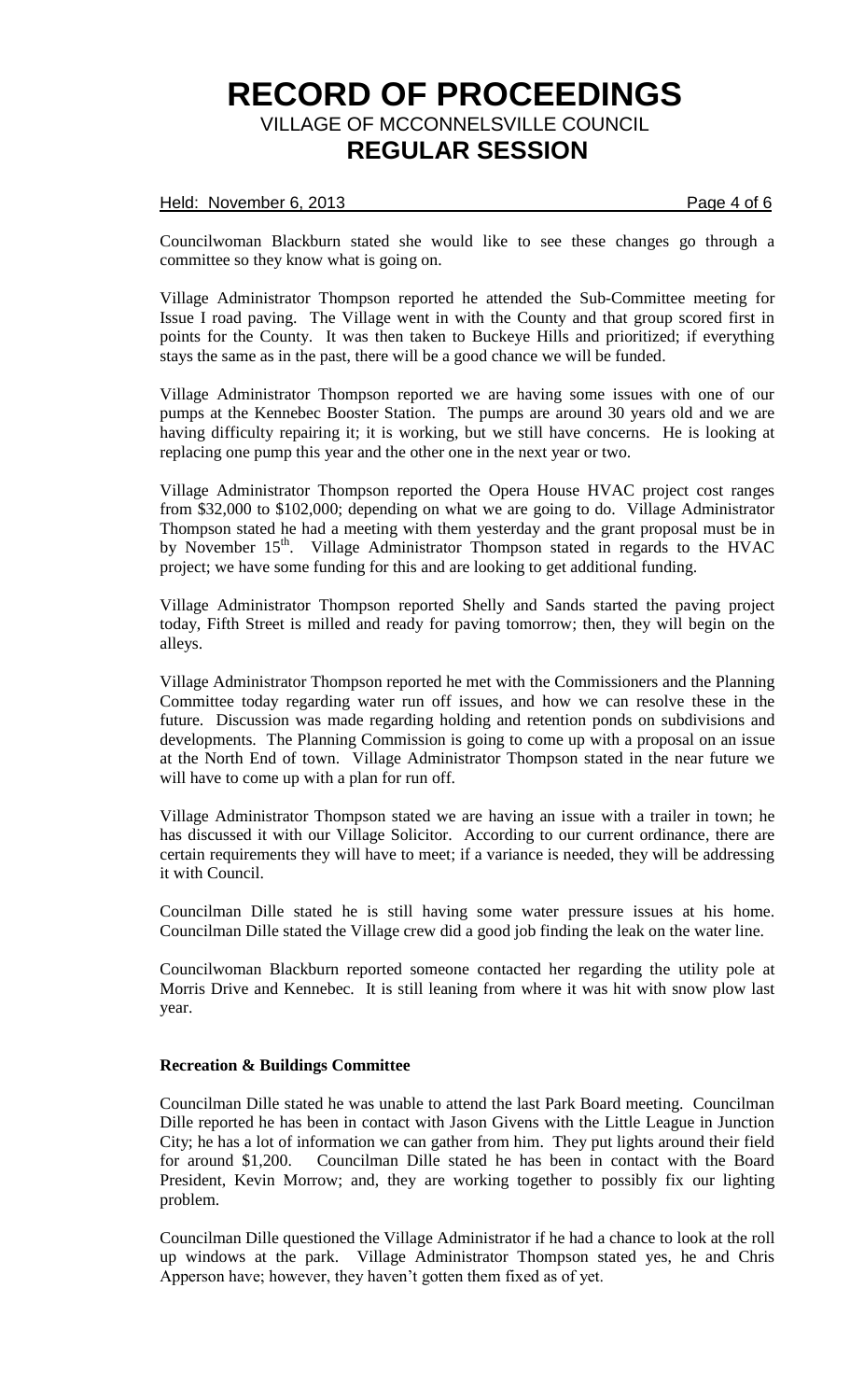Councilwoman Blackburn stated she would like to see these changes go through a committee so they know what is going on.

Village Administrator Thompson reported he attended the Sub-Committee meeting for Issue I road paving. The Village went in with the County and that group scored first in points for the County. It was then taken to Buckeye Hills and prioritized; if everything stays the same as in the past, there will be a good chance we will be funded.

Village Administrator Thompson reported we are having some issues with one of our pumps at the Kennebec Booster Station. The pumps are around 30 years old and we are having difficulty repairing it; it is working, but we still have concerns. He is looking at replacing one pump this year and the other one in the next year or two.

Village Administrator Thompson reported the Opera House HVAC project cost ranges from $32,000 to $102,000; depending on what we are going to do. Village Administrator Thompson stated he had a meeting with them yesterday and the grant proposal must be in by November 15th. Village Administrator Thompson stated in regards to the HVAC project; we have some funding for this and are looking to get additional funding.

Village Administrator Thompson reported Shelly and Sands started the paving project today, Fifth Street is milled and ready for paving tomorrow; then, they will begin on the alleys.

Village Administrator Thompson reported he met with the Commissioners and the Planning Committee today regarding water run off issues, and how we can resolve these in the future. Discussion was made regarding holding and retention ponds on subdivisions and developments. The Planning Commission is going to come up with a proposal on an issue at the North End of town. Village Administrator Thompson stated in the near future we will have to come up with a plan for run off.

Village Administrator Thompson stated we are having an issue with a trailer in town; he has discussed it with our Village Solicitor. According to our current ordinance, there are certain requirements they will have to meet; if a variance is needed, they will be addressing it with Council.

Councilman Dille stated he is still having some water pressure issues at his home. Councilman Dille stated the Village crew did a good job finding the leak on the water line.

Councilwoman Blackburn reported someone contacted her regarding the utility pole at Morris Drive and Kennebec. It is still leaning from where it was hit with snow plow last year.

**Recreation & Buildings Committee**

Councilman Dille stated he was unable to attend the last Park Board meeting. Councilman Dille reported he has been in contact with Jason Givens with the Little League in Junction City; he has a lot of information we can gather from him. They put lights around their field for around $1,200. Councilman Dille stated he has been in contact with the Board President, Kevin Morrow; and, they are working together to possibly fix our lighting problem.

Councilman Dille questioned the Village Administrator if he had a chance to look at the roll up windows at the park. Village Administrator Thompson stated yes, he and Chris Apperson have; however, they haven't gotten them fixed as of yet.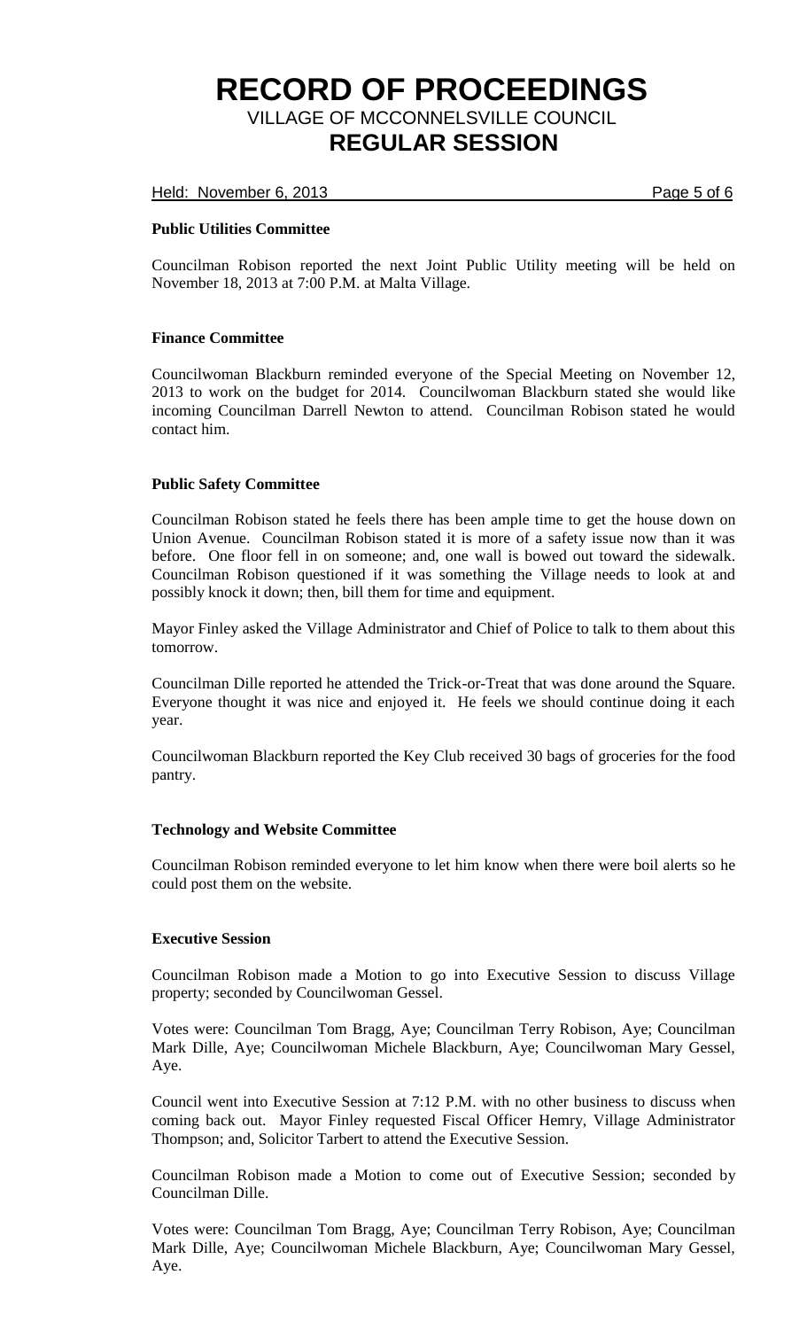**Public Utilities Committee**

Councilman Robison reported the next Joint Public Utility meeting will be held on November 18, 2013 at 7:00 P.M. at Malta Village.

**Finance Committee**

Councilwoman Blackburn reminded everyone of the Special Meeting on November 12, 2013 to work on the budget for 2014. Councilwoman Blackburn stated she would like incoming Councilman Darrell Newton to attend. Councilman Robison stated he would contact him.

**Public Safety Committee**

Councilman Robison stated he feels there has been ample time to get the house down on Union Avenue. Councilman Robison stated it is more of a safety issue now than it was before. One floor fell in on someone; and, one wall is bowed out toward the sidewalk. Councilman Robison questioned if it was something the Village needs to look at and possibly knock it down; then, bill them for time and equipment.

Mayor Finley asked the Village Administrator and Chief of Police to talk to them about this tomorrow.

Councilman Dille reported he attended the Trick-or-Treat that was done around the Square. Everyone thought it was nice and enjoyed it. He feels we should continue doing it each year.

Councilwoman Blackburn reported the Key Club received 30 bags of groceries for the food pantry.

**Technology and Website Committee**

Councilman Robison reminded everyone to let him know when there were boil alerts so he could post them on the website.

**Executive Session**

Councilman Robison made a Motion to go into Executive Session to discuss Village property; seconded by Councilwoman Gessel.

Votes were: Councilman Tom Bragg, Aye; Councilman Terry Robison, Aye; Councilman Mark Dille, Aye; Councilwoman Michele Blackburn, Aye; Councilwoman Mary Gessel, Aye.

Council went into Executive Session at 7:12 P.M. with no other business to discuss when coming back out. Mayor Finley requested Fiscal Officer Hemry, Village Administrator Thompson; and, Solicitor Tarbert to attend the Executive Session.

Councilman Robison made a Motion to come out of Executive Session; seconded by Councilman Dille.

Votes were: Councilman Tom Bragg, Aye; Councilman Terry Robison, Aye; Councilman Mark Dille, Aye; Councilwoman Michele Blackburn, Aye; Councilwoman Mary Gessel, Aye.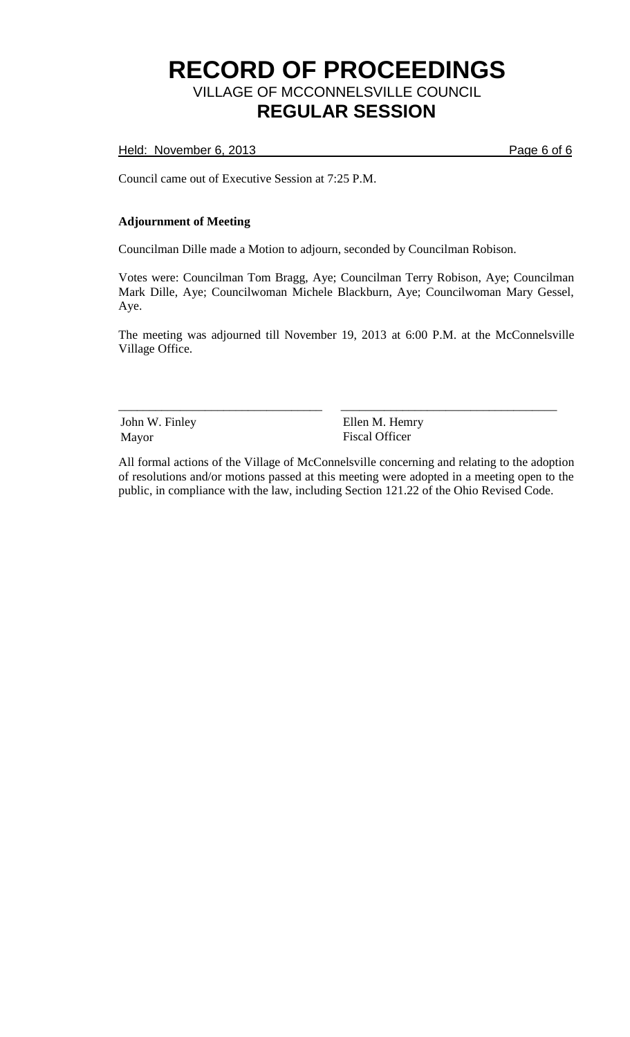Council came out of Executive Session at 7:25 P.M.

**Adjournment of Meeting**

Councilman Dille made a Motion to adjourn, seconded by Councilman Robison.

Votes were: Councilman Tom Bragg, Aye; Councilman Terry Robison, Aye; Councilman Mark Dille, Aye; Councilwoman Michele Blackburn, Aye; Councilwoman Mary Gessel, Aye.

The meeting was adjourned till November 19, 2013 at 6:00 P.M. at the McConnelsville Village Office.

| | |
|---|---|
| \_\_\_\_\_\_\_\_\_\_\_\_\_\_\_\_\_\_\_\_\_\_\_\_\_\_\_\_ | \_\_\_\_\_\_\_\_\_\_\_\_\_\_\_\_\_\_\_\_\_\_\_\_\_\_\_\_ |
| John W. Finley | Ellen M. Hemry |
| Mayor | Fiscal Officer |

All formal actions of the Village of McConnelsville concerning and relating to the adoption of resolutions and/or motions passed at this meeting were adopted in a meeting open to the public, in compliance with the law, including Section 121.22 of the Ohio Revised Code.